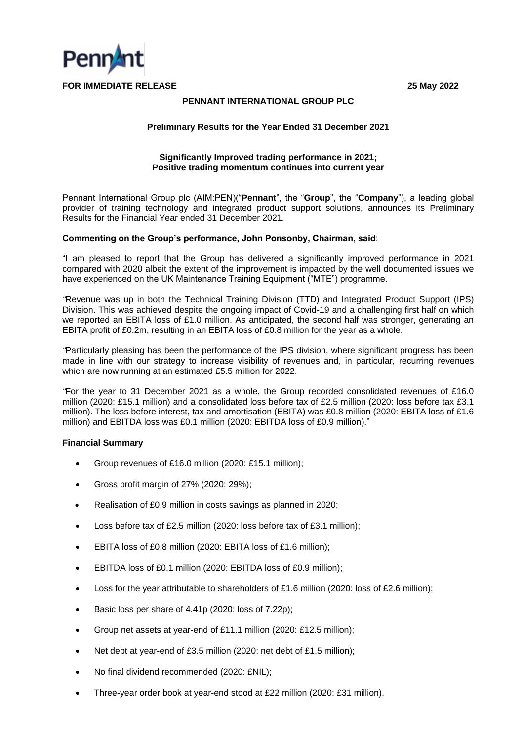Pennant

**FOR IMMEDIATE RELEASE** **25 May 2022**

**PENNANT INTERNATIONAL GROUP PLC**

**Preliminary Results for the Year Ended 31 December 2021**

**Significantly Improved trading performance in 2021;**
**Positive trading momentum continues into current year**

Pennant International Group plc (AIM:PEN)("**Pennant**", the "**Group**", the "**Company**"), a leading global provider of training technology and integrated product support solutions, announces its Preliminary Results for the Financial Year ended 31 December 2021.

**Commenting on the Group's performance, John Ponsonby, Chairman, said**:

"I am pleased to report that the Group has delivered a significantly improved performance in 2021 compared with 2020 albeit the extent of the improvement is impacted by the well documented issues we have experienced on the UK Maintenance Training Equipment ("MTE") programme.

"Revenue was up in both the Technical Training Division (TTD) and Integrated Product Support (IPS) Division. This was achieved despite the ongoing impact of Covid-19 and a challenging first half on which we reported an EBITA loss of £1.0 million. As anticipated, the second half was stronger, generating an EBITA profit of £0.2m, resulting in an EBITA loss of £0.8 million for the year as a whole.

"Particularly pleasing has been the performance of the IPS division, where significant progress has been made in line with our strategy to increase visibility of revenues and, in particular, recurring revenues which are now running at an estimated £5.5 million for 2022.

"For the year to 31 December 2021 as a whole, the Group recorded consolidated revenues of £16.0 million (2020: £15.1 million) and a consolidated loss before tax of £2.5 million (2020: loss before tax £3.1 million). The loss before interest, tax and amortisation (EBITA) was £0.8 million (2020: EBITA loss of £1.6 million) and EBITDA loss was £0.1 million (2020: EBITDA loss of £0.9 million)."

**Financial Summary**

- Group revenues of £16.0 million (2020: £15.1 million);
- Gross profit margin of 27% (2020: 29%);
- Realisation of £0.9 million in costs savings as planned in 2020;
- Loss before tax of £2.5 million (2020: loss before tax of £3.1 million);
- EBITA loss of £0.8 million (2020: EBITA loss of £1.6 million);
- EBITDA loss of £0.1 million (2020: EBITDA loss of £0.9 million);
- Loss for the year attributable to shareholders of £1.6 million (2020: loss of £2.6 million);
- Basic loss per share of 4.41p (2020: loss of 7.22p);
- Group net assets at year-end of £11.1 million (2020: £12.5 million);
- Net debt at year-end of £3.5 million (2020: net debt of £1.5 million);
- No final dividend recommended (2020: £NIL);
- Three-year order book at year-end stood at £22 million (2020: £31 million).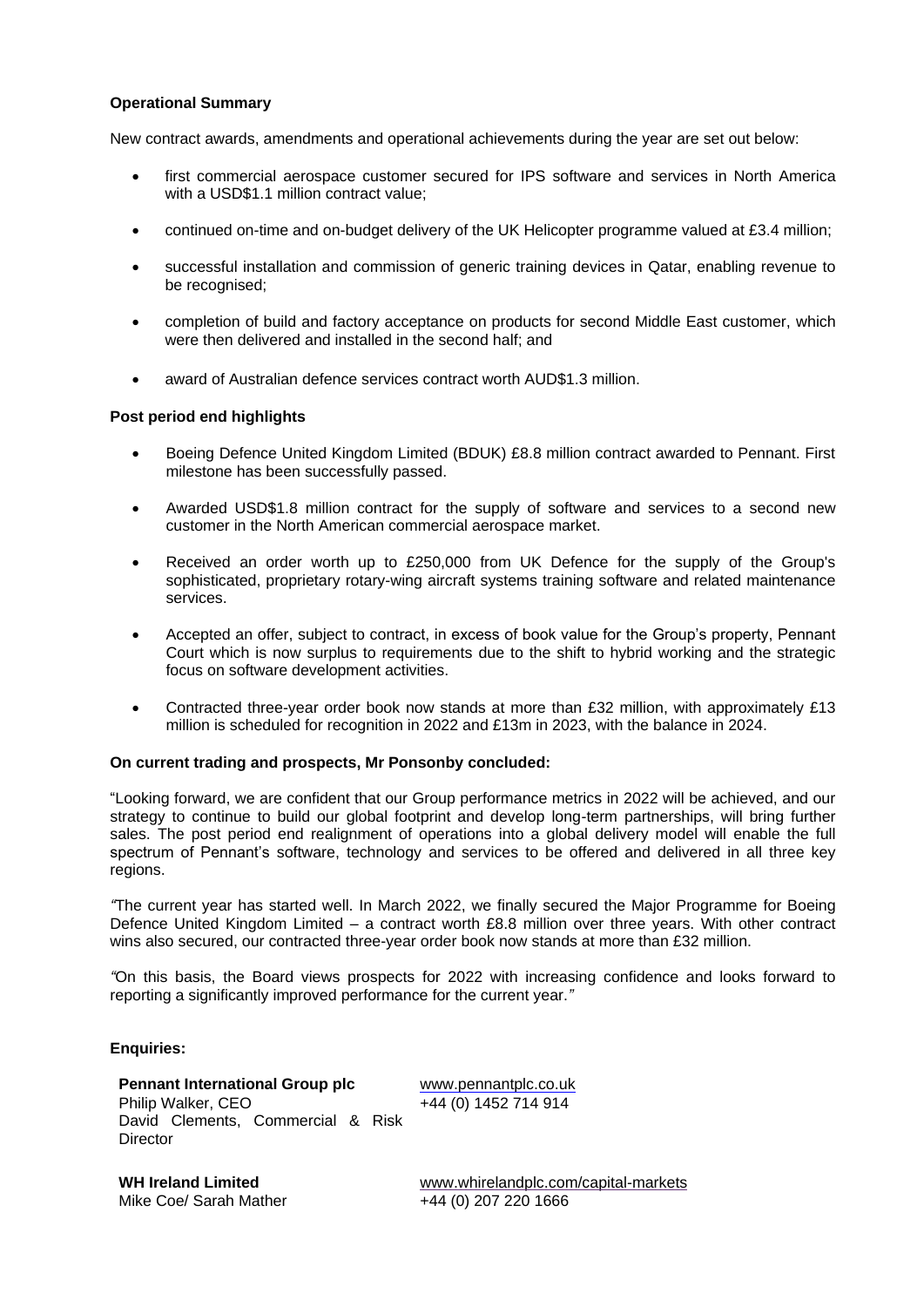**Operational Summary**

New contract awards, amendments and operational achievements during the year are set out below:

- first commercial aerospace customer secured for IPS software and services in North America with a USD$1.1 million contract value;
- continued on-time and on-budget delivery of the UK Helicopter programme valued at £3.4 million;
- successful installation and commission of generic training devices in Qatar, enabling revenue to be recognised;
- completion of build and factory acceptance on products for second Middle East customer, which were then delivered and installed in the second half; and
- award of Australian defence services contract worth AUD$1.3 million.

**Post period end highlights**

- Boeing Defence United Kingdom Limited (BDUK) £8.8 million contract awarded to Pennant. First milestone has been successfully passed.
- Awarded USD$1.8 million contract for the supply of software and services to a second new customer in the North American commercial aerospace market.
- Received an order worth up to £250,000 from UK Defence for the supply of the Group's sophisticated, proprietary rotary-wing aircraft systems training software and related maintenance services.
- Accepted an offer, subject to contract, in excess of book value for the Group's property, Pennant Court which is now surplus to requirements due to the shift to hybrid working and the strategic focus on software development activities.
- Contracted three-year order book now stands at more than £32 million, with approximately £13 million is scheduled for recognition in 2022 and £13m in 2023, with the balance in 2024.

**On current trading and prospects, Mr Ponsonby concluded:**

"Looking forward, we are confident that our Group performance metrics in 2022 will be achieved, and our strategy to continue to build our global footprint and develop long-term partnerships, will bring further sales. The post period end realignment of operations into a global delivery model will enable the full spectrum of Pennant's software, technology and services to be offered and delivered in all three key regions.

*"*The current year has started well. In March 2022, we finally secured the Major Programme for Boeing Defence United Kingdom Limited – a contract worth £8.8 million over three years. With other contract wins also secured, our contracted three-year order book now stands at more than £32 million.

*"*On this basis, the Board views prospects for 2022 with increasing confidence and looks forward to reporting a significantly improved performance for the current year.*"*

**Enquiries:**

| | |
|---|---|
| **Pennant International Group plc**<br>Philip Walker, CEO<br>David Clements, Commercial & Risk Director | www.pennantplc.co.uk<br>+44 (0) 1452 714 914 |
| **WH Ireland Limited**<br>Mike Coe/ Sarah Mather | www.whirelandplc.com/capital-markets<br>+44 (0) 207 220 1666 |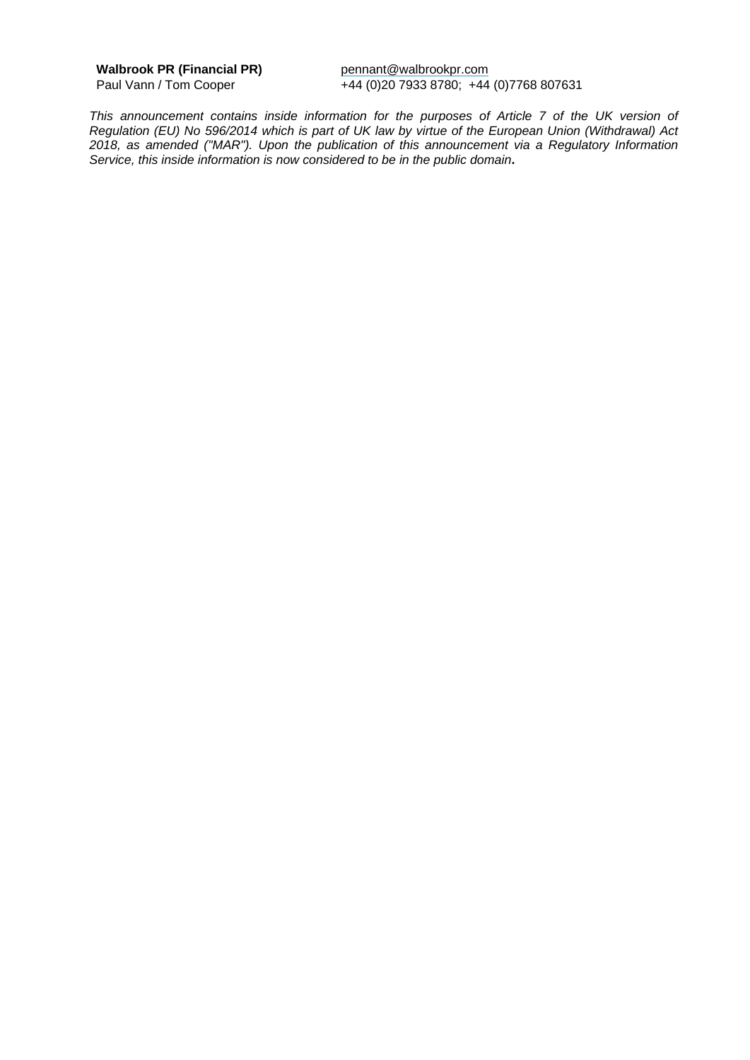| **Walbrook PR (Financial PR)** | pennant@walbrookpr.com |
| --- | --- |
| Paul Vann / Tom Cooper | +44 (0)20 7933 8780; +44 (0)7768 807631 |

*This announcement contains inside information for the purposes of Article 7 of the UK version of Regulation (EU) No 596/2014 which is part of UK law by virtue of the European Union (Withdrawal) Act 2018, as amended ("MAR"). Upon the publication of this announcement via a Regulatory Information Service, this inside information is now considered to be in the public domain***.**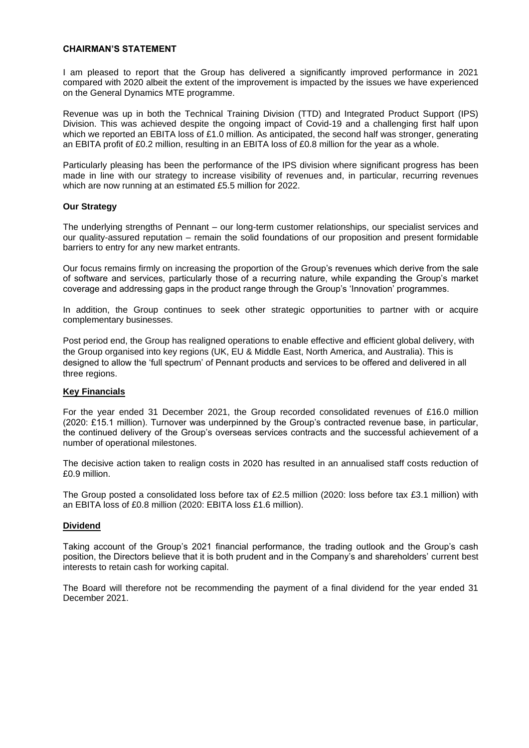## CHAIRMAN'S STATEMENT

I am pleased to report that the Group has delivered a significantly improved performance in 2021 compared with 2020 albeit the extent of the improvement is impacted by the issues we have experienced on the General Dynamics MTE programme.

Revenue was up in both the Technical Training Division (TTD) and Integrated Product Support (IPS) Division. This was achieved despite the ongoing impact of Covid-19 and a challenging first half upon which we reported an EBITA loss of £1.0 million. As anticipated, the second half was stronger, generating an EBITA profit of £0.2 million, resulting in an EBITA loss of £0.8 million for the year as a whole.

Particularly pleasing has been the performance of the IPS division where significant progress has been made in line with our strategy to increase visibility of revenues and, in particular, recurring revenues which are now running at an estimated £5.5 million for 2022.

### Our Strategy

The underlying strengths of Pennant – our long-term customer relationships, our specialist services and our quality-assured reputation – remain the solid foundations of our proposition and present formidable barriers to entry for any new market entrants.

Our focus remains firmly on increasing the proportion of the Group's revenues which derive from the sale of software and services, particularly those of a recurring nature, while expanding the Group's market coverage and addressing gaps in the product range through the Group's 'Innovation' programmes.

In addition, the Group continues to seek other strategic opportunities to partner with or acquire complementary businesses.

Post period end, the Group has realigned operations to enable effective and efficient global delivery, with the Group organised into key regions (UK, EU & Middle East, North America, and Australia). This is designed to allow the 'full spectrum' of Pennant products and services to be offered and delivered in all three regions.

### Key Financials

For the year ended 31 December 2021, the Group recorded consolidated revenues of £16.0 million (2020: £15.1 million). Turnover was underpinned by the Group's contracted revenue base, in particular, the continued delivery of the Group's overseas services contracts and the successful achievement of a number of operational milestones.

The decisive action taken to realign costs in 2020 has resulted in an annualised staff costs reduction of £0.9 million.

The Group posted a consolidated loss before tax of £2.5 million (2020: loss before tax £3.1 million) with an EBITA loss of £0.8 million (2020: EBITA loss £1.6 million).

### Dividend

Taking account of the Group's 2021 financial performance, the trading outlook and the Group's cash position, the Directors believe that it is both prudent and in the Company's and shareholders' current best interests to retain cash for working capital.

The Board will therefore not be recommending the payment of a final dividend for the year ended 31 December 2021.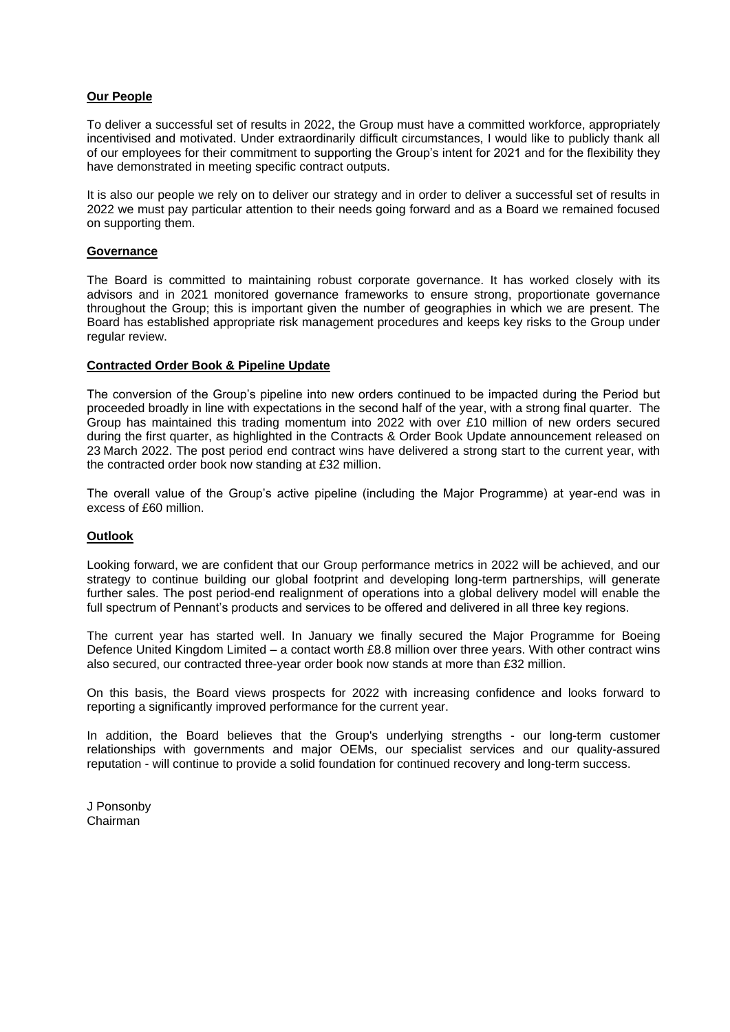**Our People**

To deliver a successful set of results in 2022, the Group must have a committed workforce, appropriately incentivised and motivated. Under extraordinarily difficult circumstances, I would like to publicly thank all of our employees for their commitment to supporting the Group's intent for 2021 and for the flexibility they have demonstrated in meeting specific contract outputs.

It is also our people we rely on to deliver our strategy and in order to deliver a successful set of results in 2022 we must pay particular attention to their needs going forward and as a Board we remained focused on supporting them.

**Governance**

The Board is committed to maintaining robust corporate governance. It has worked closely with its advisors and in 2021 monitored governance frameworks to ensure strong, proportionate governance throughout the Group; this is important given the number of geographies in which we are present. The Board has established appropriate risk management procedures and keeps key risks to the Group under regular review.

**Contracted Order Book & Pipeline Update**

The conversion of the Group's pipeline into new orders continued to be impacted during the Period but proceeded broadly in line with expectations in the second half of the year, with a strong final quarter. The Group has maintained this trading momentum into 2022 with over £10 million of new orders secured during the first quarter, as highlighted in the Contracts & Order Book Update announcement released on 23 March 2022. The post period end contract wins have delivered a strong start to the current year, with the contracted order book now standing at £32 million.

The overall value of the Group's active pipeline (including the Major Programme) at year-end was in excess of £60 million.

**Outlook**

Looking forward, we are confident that our Group performance metrics in 2022 will be achieved, and our strategy to continue building our global footprint and developing long-term partnerships, will generate further sales. The post period-end realignment of operations into a global delivery model will enable the full spectrum of Pennant's products and services to be offered and delivered in all three key regions.

The current year has started well. In January we finally secured the Major Programme for Boeing Defence United Kingdom Limited – a contact worth £8.8 million over three years. With other contract wins also secured, our contracted three-year order book now stands at more than £32 million.

On this basis, the Board views prospects for 2022 with increasing confidence and looks forward to reporting a significantly improved performance for the current year.

In addition, the Board believes that the Group's underlying strengths - our long-term customer relationships with governments and major OEMs, our specialist services and our quality-assured reputation - will continue to provide a solid foundation for continued recovery and long-term success.

J Ponsonby
Chairman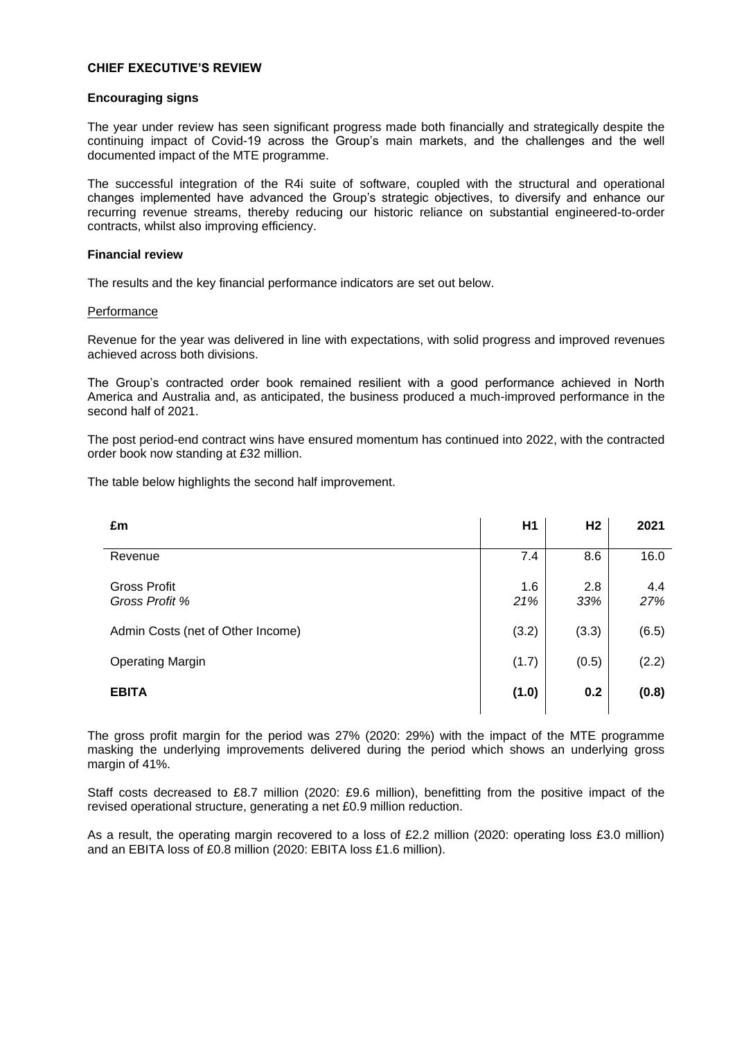# CHIEF EXECUTIVE'S REVIEW

## Encouraging signs

The year under review has seen significant progress made both financially and strategically despite the continuing impact of Covid-19 across the Group's main markets, and the challenges and the well documented impact of the MTE programme.

The successful integration of the R4i suite of software, coupled with the structural and operational changes implemented have advanced the Group's strategic objectives, to diversify and enhance our recurring revenue streams, thereby reducing our historic reliance on substantial engineered-to-order contracts, whilst also improving efficiency.

## Financial review

The results and the key financial performance indicators are set out below.

### Performance

Revenue for the year was delivered in line with expectations, with solid progress and improved revenues achieved across both divisions.

The Group's contracted order book remained resilient with a good performance achieved in North America and Australia and, as anticipated, the business produced a much-improved performance in the second half of 2021.

The post period-end contract wins have ensured momentum has continued into 2022, with the contracted order book now standing at £32 million.

The table below highlights the second half improvement.

| £m | H1 | H2 | 2021 |
|---|---|---|---|
| Revenue | 7.4 | 8.6 | 16.0 |
| Gross Profit | 1.6 | 2.8 | 4.4 |
| *Gross Profit %* | *21%* | *33%* | *27%* |
| Admin Costs (net of Other Income) | (3.2) | (3.3) | (6.5) |
| Operating Margin | (1.7) | (0.5) | (2.2) |
| **EBITA** | **(1.0)** | **0.2** | **(0.8)** |

The gross profit margin for the period was 27% (2020: 29%) with the impact of the MTE programme masking the underlying improvements delivered during the period which shows an underlying gross margin of 41%.

Staff costs decreased to £8.7 million (2020: £9.6 million), benefitting from the positive impact of the revised operational structure, generating a net £0.9 million reduction.

As a result, the operating margin recovered to a loss of £2.2 million (2020: operating loss £3.0 million) and an EBITA loss of £0.8 million (2020: EBITA loss £1.6 million).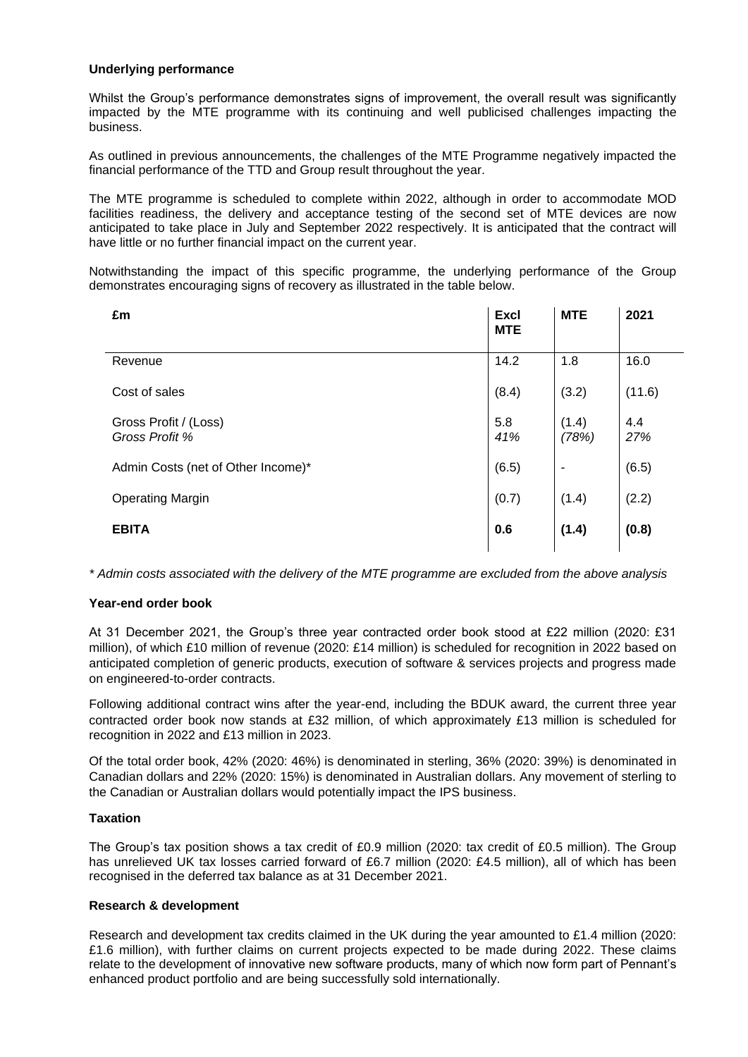**Underlying performance**

Whilst the Group's performance demonstrates signs of improvement, the overall result was significantly impacted by the MTE programme with its continuing and well publicised challenges impacting the business.

As outlined in previous announcements, the challenges of the MTE Programme negatively impacted the financial performance of the TTD and Group result throughout the year.

The MTE programme is scheduled to complete within 2022, although in order to accommodate MOD facilities readiness, the delivery and acceptance testing of the second set of MTE devices are now anticipated to take place in July and September 2022 respectively. It is anticipated that the contract will have little or no further financial impact on the current year.

Notwithstanding the impact of this specific programme, the underlying performance of the Group demonstrates encouraging signs of recovery as illustrated in the table below.

| £m | Excl MTE | MTE | 2021 |
|---|---|---|---|
| Revenue | 14.2 | 1.8 | 16.0 |
| Cost of sales | (8.4) | (3.2) | (11.6) |
| Gross Profit / (Loss)<br>*Gross Profit %* | 5.8<br>*41%* | (1.4)<br>*(78%)* | 4.4<br>*27%* |
| Admin Costs (net of Other Income)* | (6.5) | - | (6.5) |
| Operating Margin | (0.7) | (1.4) | (2.2) |
| **EBITA** | **0.6** | **(1.4)** | **(0.8)** |

*\* Admin costs associated with the delivery of the MTE programme are excluded from the above analysis*

**Year-end order book**

At 31 December 2021, the Group's three year contracted order book stood at £22 million (2020: £31 million), of which £10 million of revenue (2020: £14 million) is scheduled for recognition in 2022 based on anticipated completion of generic products, execution of software & services projects and progress made on engineered-to-order contracts.

Following additional contract wins after the year-end, including the BDUK award, the current three year contracted order book now stands at £32 million, of which approximately £13 million is scheduled for recognition in 2022 and £13 million in 2023.

Of the total order book, 42% (2020: 46%) is denominated in sterling, 36% (2020: 39%) is denominated in Canadian dollars and 22% (2020: 15%) is denominated in Australian dollars. Any movement of sterling to the Canadian or Australian dollars would potentially impact the IPS business.

**Taxation**

The Group's tax position shows a tax credit of £0.9 million (2020: tax credit of £0.5 million). The Group has unrelieved UK tax losses carried forward of £6.7 million (2020: £4.5 million), all of which has been recognised in the deferred tax balance as at 31 December 2021.

**Research & development**

Research and development tax credits claimed in the UK during the year amounted to £1.4 million (2020: £1.6 million), with further claims on current projects expected to be made during 2022. These claims relate to the development of innovative new software products, many of which now form part of Pennant's enhanced product portfolio and are being successfully sold internationally.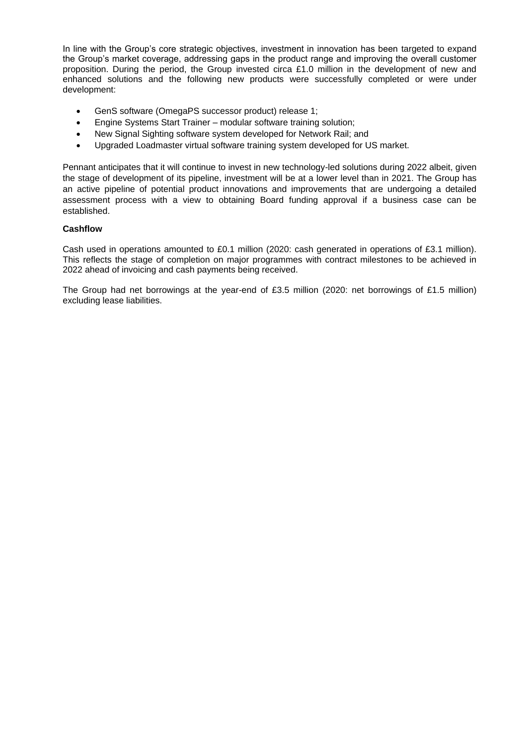In line with the Group's core strategic objectives, investment in innovation has been targeted to expand the Group's market coverage, addressing gaps in the product range and improving the overall customer proposition. During the period, the Group invested circa £1.0 million in the development of new and enhanced solutions and the following new products were successfully completed or were under development:

- GenS software (OmegaPS successor product) release 1;
- Engine Systems Start Trainer – modular software training solution;
- New Signal Sighting software system developed for Network Rail; and
- Upgraded Loadmaster virtual software training system developed for US market.

Pennant anticipates that it will continue to invest in new technology-led solutions during 2022 albeit, given the stage of development of its pipeline, investment will be at a lower level than in 2021. The Group has an active pipeline of potential product innovations and improvements that are undergoing a detailed assessment process with a view to obtaining Board funding approval if a business case can be established.

**Cashflow**

Cash used in operations amounted to £0.1 million (2020: cash generated in operations of £3.1 million). This reflects the stage of completion on major programmes with contract milestones to be achieved in 2022 ahead of invoicing and cash payments being received.

The Group had net borrowings at the year-end of £3.5 million (2020: net borrowings of £1.5 million) excluding lease liabilities.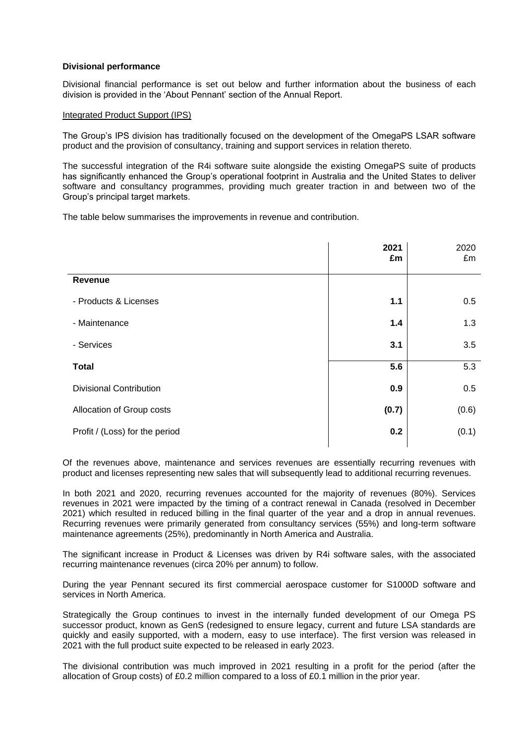**Divisional performance**

Divisional financial performance is set out below and further information about the business of each division is provided in the 'About Pennant' section of the Annual Report.

Integrated Product Support (IPS)

The Group's IPS division has traditionally focused on the development of the OmegaPS LSAR software product and the provision of consultancy, training and support services in relation thereto.

The successful integration of the R4i software suite alongside the existing OmegaPS suite of products has significantly enhanced the Group's operational footprint in Australia and the United States to deliver software and consultancy programmes, providing much greater traction in and between two of the Group's principal target markets.

The table below summarises the improvements in revenue and contribution.

| | **2021 £m** | 2020 £m |
|---|---|---|
| **Revenue** | | |
| - Products & Licenses | **1.1** | 0.5 |
| - Maintenance | **1.4** | 1.3 |
| - Services | **3.1** | 3.5 |
| **Total** | **5.6** | 5.3 |
| Divisional Contribution | **0.9** | 0.5 |
| Allocation of Group costs | **(0.7)** | (0.6) |
| Profit / (Loss) for the period | **0.2** | (0.1) |

Of the revenues above, maintenance and services revenues are essentially recurring revenues with product and licenses representing new sales that will subsequently lead to additional recurring revenues.

In both 2021 and 2020, recurring revenues accounted for the majority of revenues (80%). Services revenues in 2021 were impacted by the timing of a contract renewal in Canada (resolved in December 2021) which resulted in reduced billing in the final quarter of the year and a drop in annual revenues. Recurring revenues were primarily generated from consultancy services (55%) and long-term software maintenance agreements (25%), predominantly in North America and Australia.

The significant increase in Product & Licenses was driven by R4i software sales, with the associated recurring maintenance revenues (circa 20% per annum) to follow.

During the year Pennant secured its first commercial aerospace customer for S1000D software and services in North America.

Strategically the Group continues to invest in the internally funded development of our Omega PS successor product, known as GenS (redesigned to ensure legacy, current and future LSA standards are quickly and easily supported, with a modern, easy to use interface). The first version was released in 2021 with the full product suite expected to be released in early 2023.

The divisional contribution was much improved in 2021 resulting in a profit for the period (after the allocation of Group costs) of £0.2 million compared to a loss of £0.1 million in the prior year.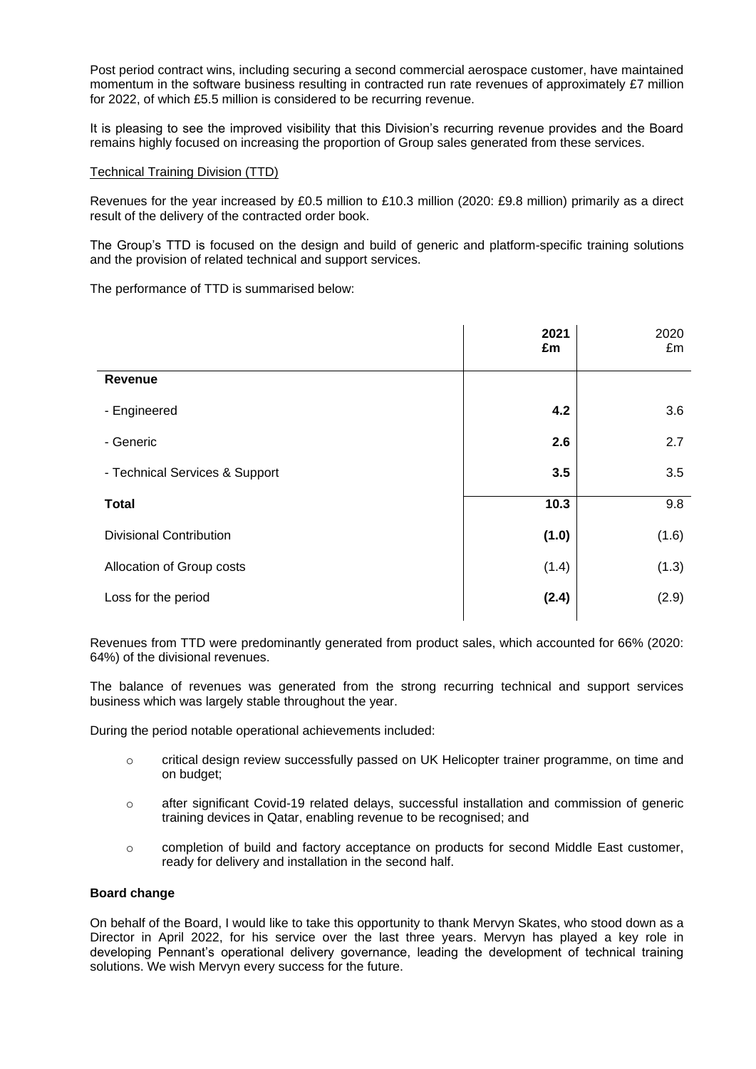Post period contract wins, including securing a second commercial aerospace customer, have maintained momentum in the software business resulting in contracted run rate revenues of approximately £7 million for 2022, of which £5.5 million is considered to be recurring revenue.

It is pleasing to see the improved visibility that this Division's recurring revenue provides and the Board remains highly focused on increasing the proportion of Group sales generated from these services.

Technical Training Division (TTD)

Revenues for the year increased by £0.5 million to £10.3 million (2020: £9.8 million) primarily as a direct result of the delivery of the contracted order book.

The Group's TTD is focused on the design and build of generic and platform-specific training solutions and the provision of related technical and support services.

The performance of TTD is summarised below:

| | **2021 £m** | 2020 £m |
|---|---|---|
| **Revenue** | | |
| - Engineered | **4.2** | 3.6 |
| - Generic | **2.6** | 2.7 |
| - Technical Services & Support | **3.5** | 3.5 |
| **Total** | **10.3** | 9.8 |
| Divisional Contribution | **(1.0)** | (1.6) |
| Allocation of Group costs | (1.4) | (1.3) |
| Loss for the period | **(2.4)** | (2.9) |

Revenues from TTD were predominantly generated from product sales, which accounted for 66% (2020: 64%) of the divisional revenues.

The balance of revenues was generated from the strong recurring technical and support services business which was largely stable throughout the year.

During the period notable operational achievements included:

- critical design review successfully passed on UK Helicopter trainer programme, on time and on budget;
- after significant Covid-19 related delays, successful installation and commission of generic training devices in Qatar, enabling revenue to be recognised; and
- completion of build and factory acceptance on products for second Middle East customer, ready for delivery and installation in the second half.

**Board change**

On behalf of the Board, I would like to take this opportunity to thank Mervyn Skates, who stood down as a Director in April 2022, for his service over the last three years. Mervyn has played a key role in developing Pennant's operational delivery governance, leading the development of technical training solutions. We wish Mervyn every success for the future.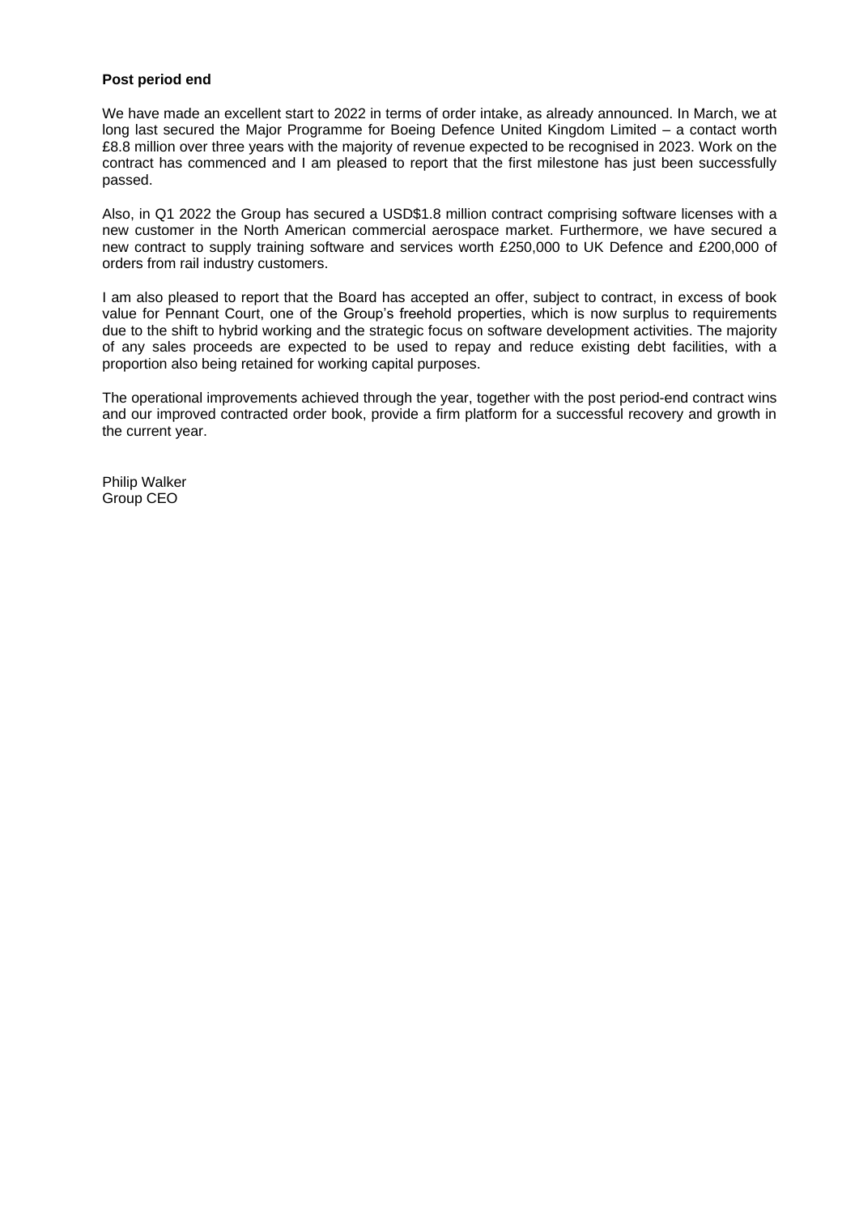**Post period end**

We have made an excellent start to 2022 in terms of order intake, as already announced. In March, we at long last secured the Major Programme for Boeing Defence United Kingdom Limited – a contact worth £8.8 million over three years with the majority of revenue expected to be recognised in 2023. Work on the contract has commenced and I am pleased to report that the first milestone has just been successfully passed.

Also, in Q1 2022 the Group has secured a USD$1.8 million contract comprising software licenses with a new customer in the North American commercial aerospace market. Furthermore, we have secured a new contract to supply training software and services worth £250,000 to UK Defence and £200,000 of orders from rail industry customers.

I am also pleased to report that the Board has accepted an offer, subject to contract, in excess of book value for Pennant Court, one of the Group's freehold properties, which is now surplus to requirements due to the shift to hybrid working and the strategic focus on software development activities. The majority of any sales proceeds are expected to be used to repay and reduce existing debt facilities, with a proportion also being retained for working capital purposes.

The operational improvements achieved through the year, together with the post period-end contract wins and our improved contracted order book, provide a firm platform for a successful recovery and growth in the current year.

Philip Walker
Group CEO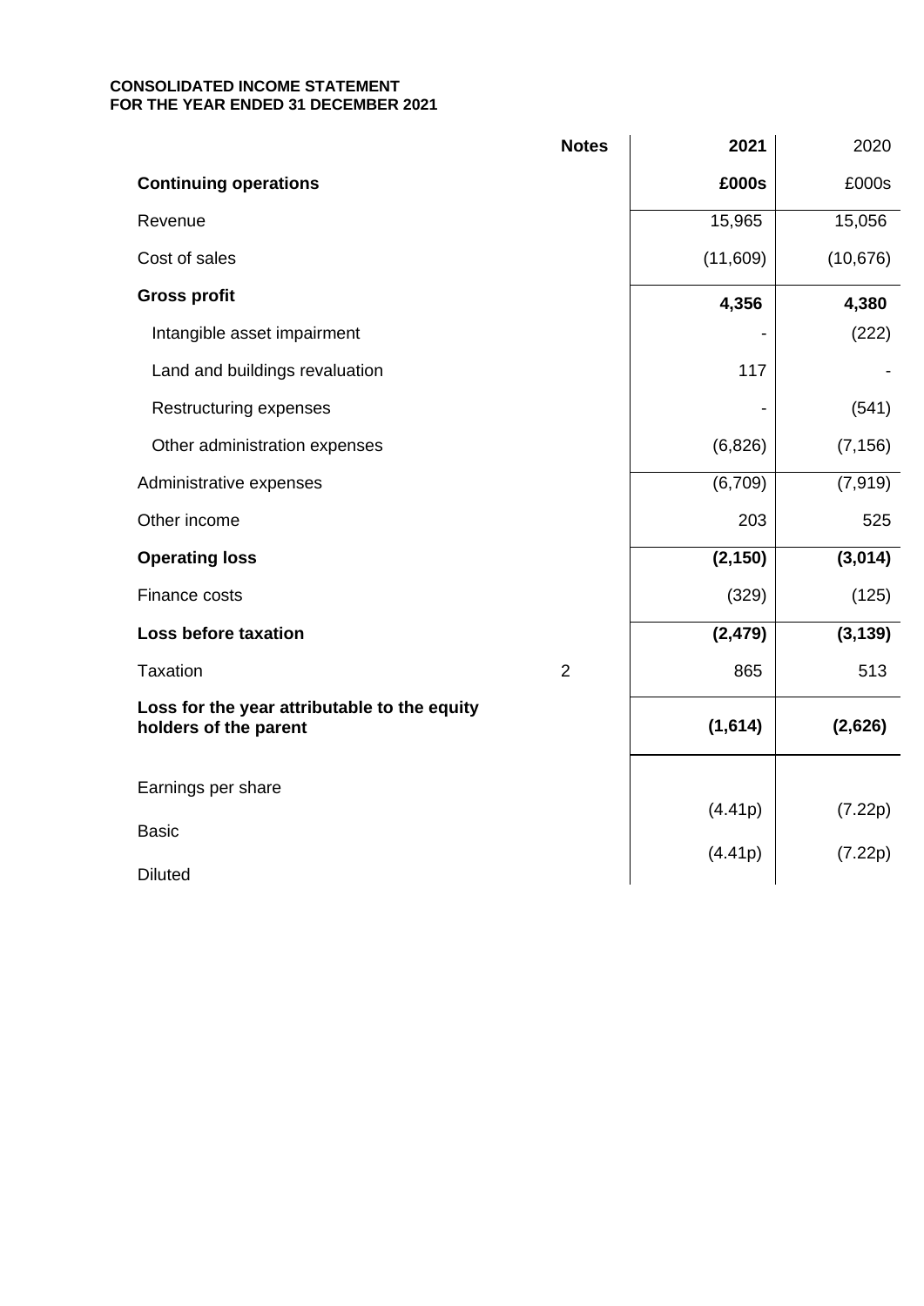**CONSOLIDATED INCOME STATEMENT**
**FOR THE YEAR ENDED 31 DECEMBER 2021**

| | Notes | 2021 | 2020 |
|---|---|---|---|
| **Continuing operations** | | **£000s** | £000s |
| Revenue | | 15,965 | 15,056 |
| Cost of sales | | (11,609) | (10,676) |
| **Gross profit** | | **4,356** | **4,380** |
| Intangible asset impairment | | - | (222) |
| Land and buildings revaluation | | 117 | - |
| Restructuring expenses | | - | (541) |
| Other administration expenses | | (6,826) | (7,156) |
| Administrative expenses | | (6,709) | (7,919) |
| Other income | | 203 | 525 |
| **Operating loss** | | **(2,150)** | **(3,014)** |
| Finance costs | | (329) | (125) |
| **Loss before taxation** | | **(2,479)** | **(3,139)** |
| Taxation | 2 | 865 | 513 |
| **Loss for the year attributable to the equity holders of the parent** | | **(1,614)** | **(2,626)** |
| Earnings per share | | | |
| Basic | | (4.41p) | (7.22p) |
| Diluted | | (4.41p) | (7.22p) |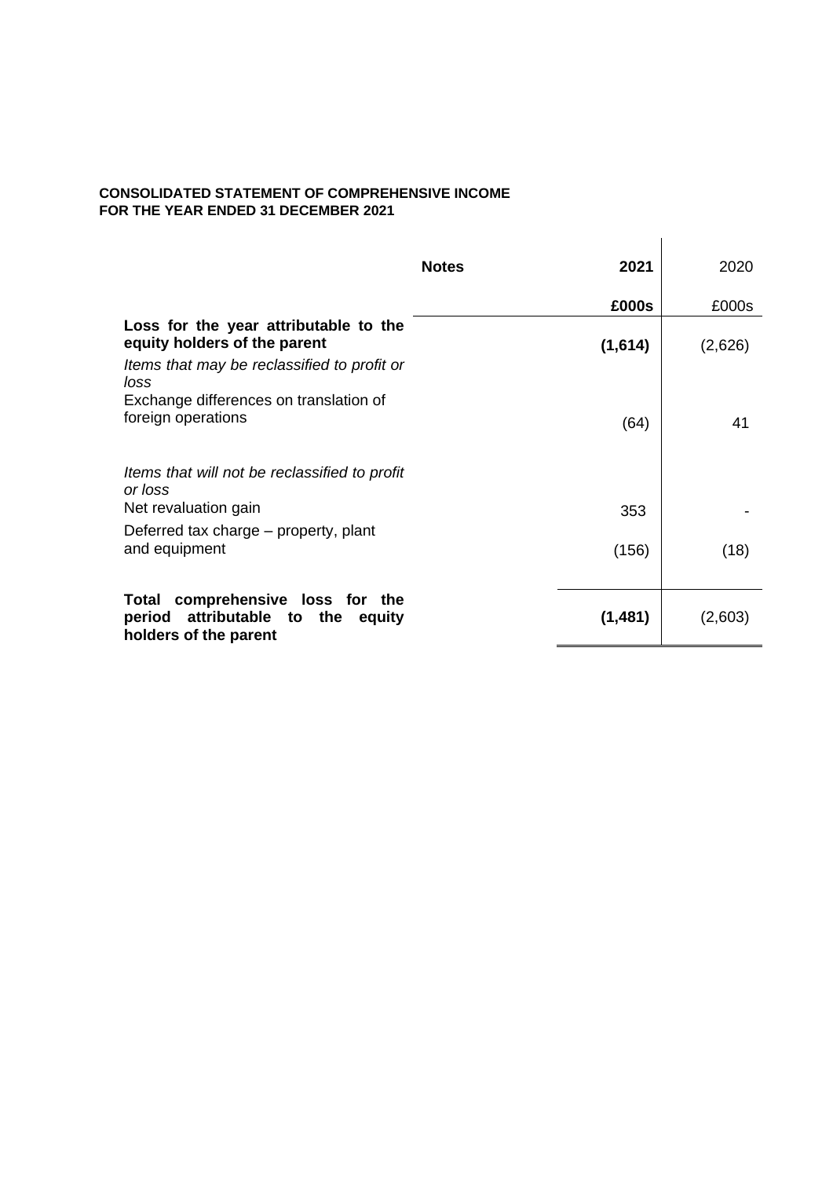**CONSOLIDATED STATEMENT OF COMPREHENSIVE INCOME**
**FOR THE YEAR ENDED 31 DECEMBER 2021**

| | Notes | **2021** | 2020 |
|---|---|---|---|
| | | **£000s** | £000s |
| **Loss for the year attributable to the equity holders of the parent** | | **(1,614)** | (2,626) |
| *Items that may be reclassified to profit or loss* | | | |
| Exchange differences on translation of foreign operations | | (64) | 41 |
| *Items that will not be reclassified to profit or loss* | | | |
| Net revaluation gain | | 353 | - |
| Deferred tax charge – property, plant and equipment | | (156) | (18) |
| **Total comprehensive loss for the period attributable to the equity holders of the parent** | | **(1,481)** | (2,603) |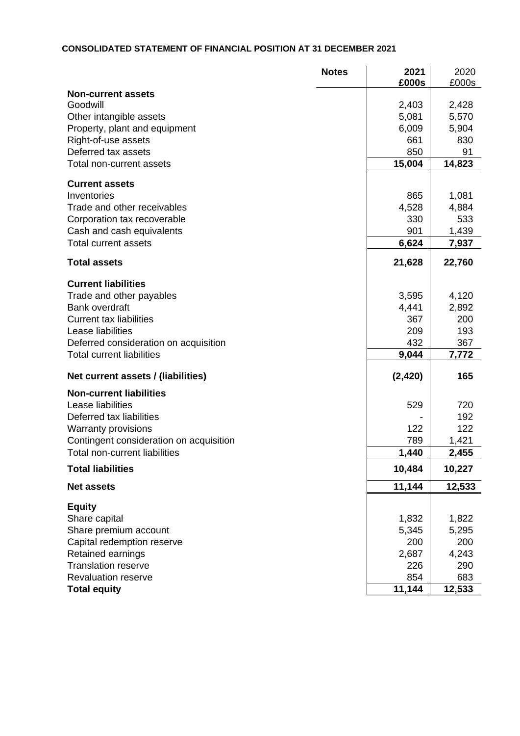**CONSOLIDATED STATEMENT OF FINANCIAL POSITION AT 31 DECEMBER 2021**

| | Notes | 2021 £000s | 2020 £000s |
|---|---|---|---|
| **Non-current assets** | | | |
| Goodwill | | 2,403 | 2,428 |
| Other intangible assets | | 5,081 | 5,570 |
| Property, plant and equipment | | 6,009 | 5,904 |
| Right-of-use assets | | 661 | 830 |
| Deferred tax assets | | 850 | 91 |
| Total non-current assets | | **15,004** | **14,823** |
| **Current assets** | | | |
| Inventories | | 865 | 1,081 |
| Trade and other receivables | | 4,528 | 4,884 |
| Corporation tax recoverable | | 330 | 533 |
| Cash and cash equivalents | | 901 | 1,439 |
| Total current assets | | **6,624** | **7,937** |
| **Total assets** | | **21,628** | **22,760** |
| **Current liabilities** | | | |
| Trade and other payables | | 3,595 | 4,120 |
| Bank overdraft | | 4,441 | 2,892 |
| Current tax liabilities | | 367 | 200 |
| Lease liabilities | | 209 | 193 |
| Deferred consideration on acquisition | | 432 | 367 |
| Total current liabilities | | **9,044** | **7,772** |
| **Net current assets / (liabilities)** | | **(2,420)** | **165** |
| **Non-current liabilities** | | | |
| Lease liabilities | | 529 | 720 |
| Deferred tax liabilities | | - | 192 |
| Warranty provisions | | 122 | 122 |
| Contingent consideration on acquisition | | 789 | 1,421 |
| Total non-current liabilities | | **1,440** | **2,455** |
| **Total liabilities** | | **10,484** | **10,227** |
| **Net assets** | | **11,144** | **12,533** |
| **Equity** | | | |
| Share capital | | 1,832 | 1,822 |
| Share premium account | | 5,345 | 5,295 |
| Capital redemption reserve | | 200 | 200 |
| Retained earnings | | 2,687 | 4,243 |
| Translation reserve | | 226 | 290 |
| Revaluation reserve | | 854 | 683 |
| **Total equity** | | **11,144** | **12,533** |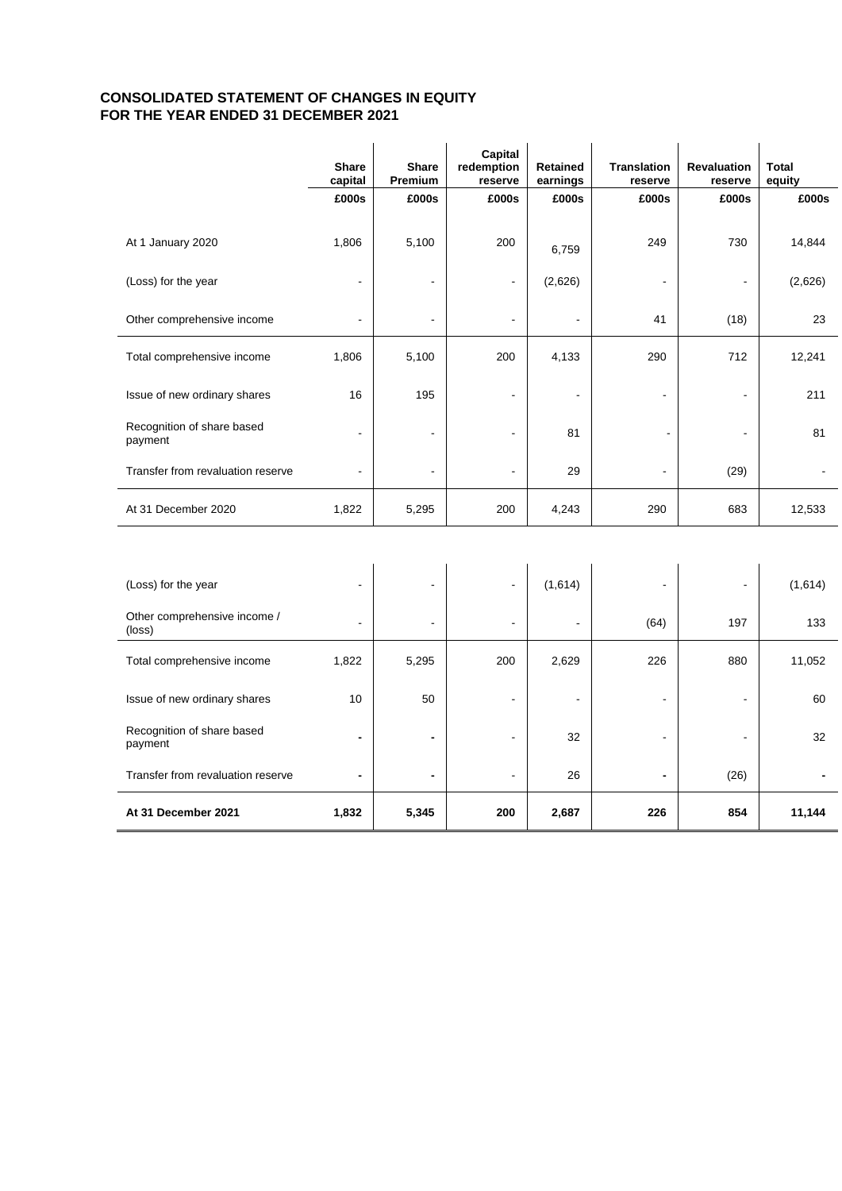# CONSOLIDATED STATEMENT OF CHANGES IN EQUITY
# FOR THE YEAR ENDED 31 DECEMBER 2021

| | Share capital | Share Premium | Capital redemption reserve | Retained earnings | Translation reserve | Revaluation reserve | Total equity |
|---|---|---|---|---|---|---|---|
| | £000s | £000s | £000s | £000s | £000s | £000s | £000s |
| At 1 January 2020 | 1,806 | 5,100 | 200 | 6,759 | 249 | 730 | 14,844 |
| (Loss) for the year | - | - | - | (2,626) | - | - | (2,626) |
| Other comprehensive income | - | - | - | - | 41 | (18) | 23 |
| Total comprehensive income | 1,806 | 5,100 | 200 | 4,133 | 290 | 712 | 12,241 |
| Issue of new ordinary shares | 16 | 195 | - | - | - | - | 211 |
| Recognition of share based payment | - | - | - | 81 | - | - | 81 |
| Transfer from revaluation reserve | - | - | - | 29 | - | (29) | - |
| At 31 December 2020 | 1,822 | 5,295 | 200 | 4,243 | 290 | 683 | 12,533 |
| | | | | | | | |
| (Loss) for the year | - | - | - | (1,614) | - | - | (1,614) |
| Other comprehensive income / (loss) | - | - | - | - | (64) | 197 | 133 |
| Total comprehensive income | 1,822 | 5,295 | 200 | 2,629 | 226 | 880 | 11,052 |
| Issue of new ordinary shares | 10 | 50 | - | - | - | - | 60 |
| Recognition of share based payment | - | - | - | 32 | - | - | 32 |
| Transfer from revaluation reserve | - | - | - | 26 | - | (26) | - |
| **At 31 December 2021** | **1,832** | **5,345** | **200** | **2,687** | **226** | **854** | **11,144** |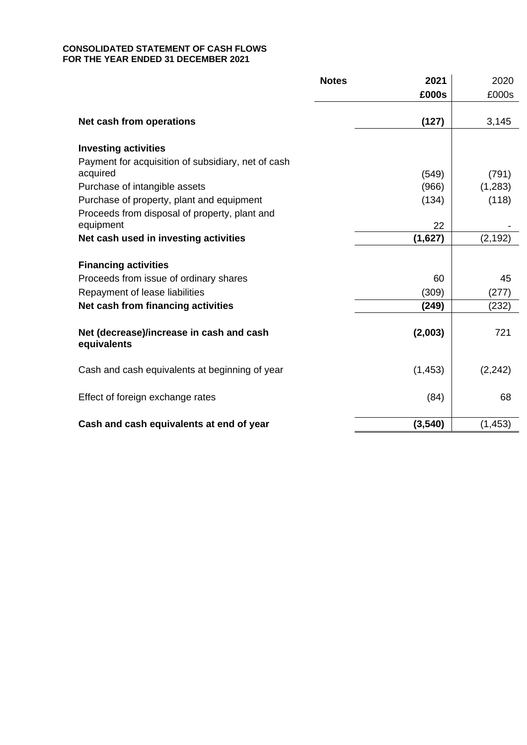**CONSOLIDATED STATEMENT OF CASH FLOWS**
**FOR THE YEAR ENDED 31 DECEMBER 2021**

| | Notes | 2021 | 2020 |
|---|---|---|---|
| | | £000s | £000s |
| **Net cash from operations** | | **(127)** | 3,145 |
| **Investing activities** | | | |
| Payment for acquisition of subsidiary, net of cash acquired | | (549) | (791) |
| Purchase of intangible assets | | (966) | (1,283) |
| Purchase of property, plant and equipment | | (134) | (118) |
| Proceeds from disposal of property, plant and equipment | | 22 | - |
| **Net cash used in investing activities** | | **(1,627)** | (2,192) |
| **Financing activities** | | | |
| Proceeds from issue of ordinary shares | | 60 | 45 |
| Repayment of lease liabilities | | (309) | (277) |
| **Net cash from financing activities** | | **(249)** | (232) |
| **Net (decrease)/increase in cash and cash equivalents** | | **(2,003)** | 721 |
| Cash and cash equivalents at beginning of year | | (1,453) | (2,242) |
| Effect of foreign exchange rates | | (84) | 68 |
| **Cash and cash equivalents at end of year** | | **(3,540)** | (1,453) |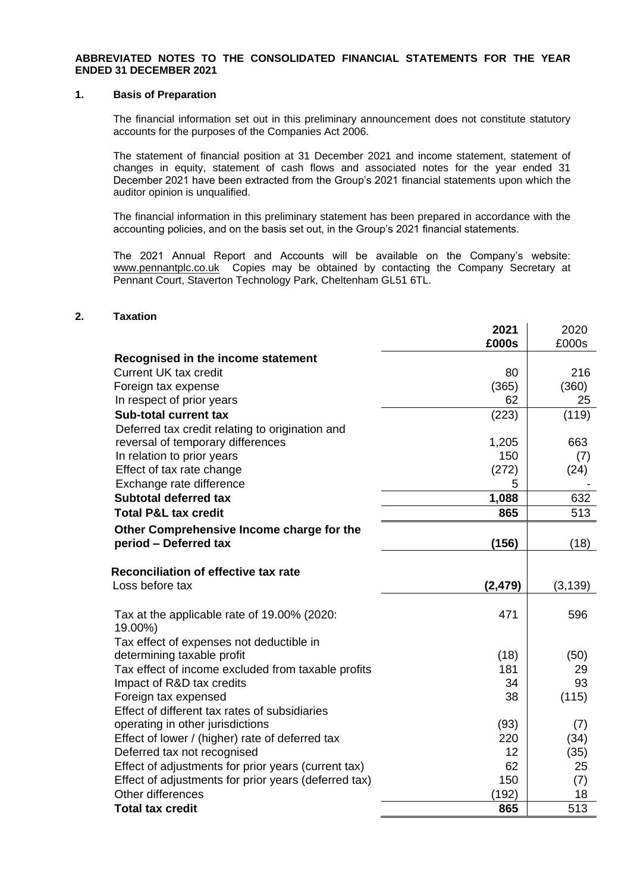**ABBREVIATED NOTES TO THE CONSOLIDATED FINANCIAL STATEMENTS FOR THE YEAR ENDED 31 DECEMBER 2021**

## 1. Basis of Preparation

The financial information set out in this preliminary announcement does not constitute statutory accounts for the purposes of the Companies Act 2006.

The statement of financial position at 31 December 2021 and income statement, statement of changes in equity, statement of cash flows and associated notes for the year ended 31 December 2021 have been extracted from the Group's 2021 financial statements upon which the auditor opinion is unqualified.

The financial information in this preliminary statement has been prepared in accordance with the accounting policies, and on the basis set out, in the Group's 2021 financial statements.

The 2021 Annual Report and Accounts will be available on the Company's website: www.pennantplc.co.uk Copies may be obtained by contacting the Company Secretary at Pennant Court, Staverton Technology Park, Cheltenham GL51 6TL.

## 2. Taxation

| | **2021 £000s** | 2020 £000s |
|---|---|---|
| **Recognised in the income statement** | | |
| Current UK tax credit | 80 | 216 |
| Foreign tax expense | (365) | (360) |
| In respect of prior years | 62 | 25 |
| **Sub-total current tax** | (223) | (119) |
| Deferred tax credit relating to origination and reversal of temporary differences | 1,205 | 663 |
| In relation to prior years | 150 | (7) |
| Effect of tax rate change | (272) | (24) |
| Exchange rate difference | 5 | - |
| **Subtotal deferred tax** | **1,088** | 632 |
| **Total P&L tax credit** | **865** | 513 |
| **Other Comprehensive Income charge for the period – Deferred tax** | **(156)** | (18) |
| | | |
| **Reconciliation of effective tax rate** | | |
| Loss before tax | **(2,479)** | (3,139) |
| | | |
| Tax at the applicable rate of 19.00% (2020: 19.00%) | 471 | 596 |
| Tax effect of expenses not deductible in determining taxable profit | (18) | (50) |
| Tax effect of income excluded from taxable profits | 181 | 29 |
| Impact of R&D tax credits | 34 | 93 |
| Foreign tax expensed | 38 | (115) |
| Effect of different tax rates of subsidiaries operating in other jurisdictions | (93) | (7) |
| Effect of lower / (higher) rate of deferred tax | 220 | (34) |
| Deferred tax not recognised | 12 | (35) |
| Effect of adjustments for prior years (current tax) | 62 | 25 |
| Effect of adjustments for prior years (deferred tax) | 150 | (7) |
| Other differences | (192) | 18 |
| **Total tax credit** | **865** | 513 |